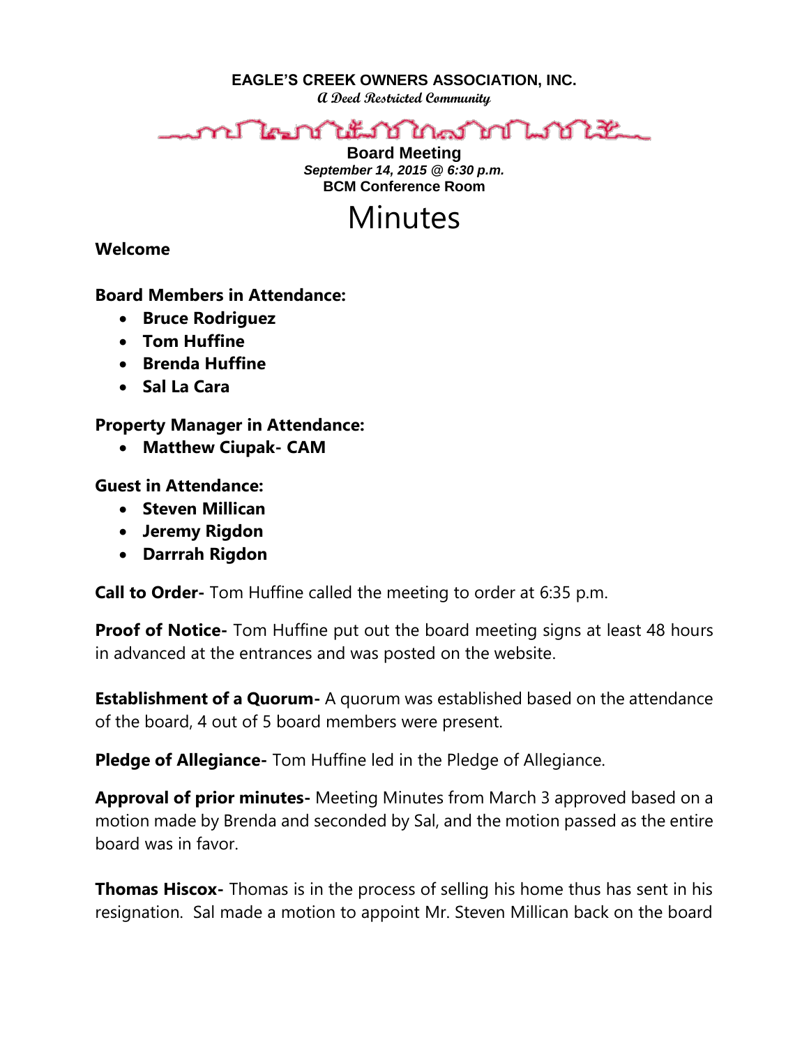**EAGLE'S CREEK OWNERS ASSOCIATION, INC.**

***A Deed Restricted Community***

**Board Meeting**

***September 14, 2015 @ 6:30 p.m.***

**BCM Conference Room**

# Minutes

**Welcome**

**Board Members in Attendance:**

- **Bruce Rodriguez**
- **Tom Huffine**
- **Brenda Huffine**
- **Sal La Cara**

**Property Manager in Attendance:**

- **Matthew Ciupak- CAM**

**Guest in Attendance:**

- **Steven Millican**
- **Jeremy Rigdon**
- **Darrrah Rigdon**

**Call to Order-** Tom Huffine called the meeting to order at 6:35 p.m.

**Proof of Notice-** Tom Huffine put out the board meeting signs at least 48 hours in advanced at the entrances and was posted on the website.

**Establishment of a Quorum-** A quorum was established based on the attendance of the board, 4 out of 5 board members were present.

**Pledge of Allegiance-** Tom Huffine led in the Pledge of Allegiance.

**Approval of prior minutes-** Meeting Minutes from March 3 approved based on a motion made by Brenda and seconded by Sal, and the motion passed as the entire board was in favor.

**Thomas Hiscox-** Thomas is in the process of selling his home thus has sent in his resignation. Sal made a motion to appoint Mr. Steven Millican back on the board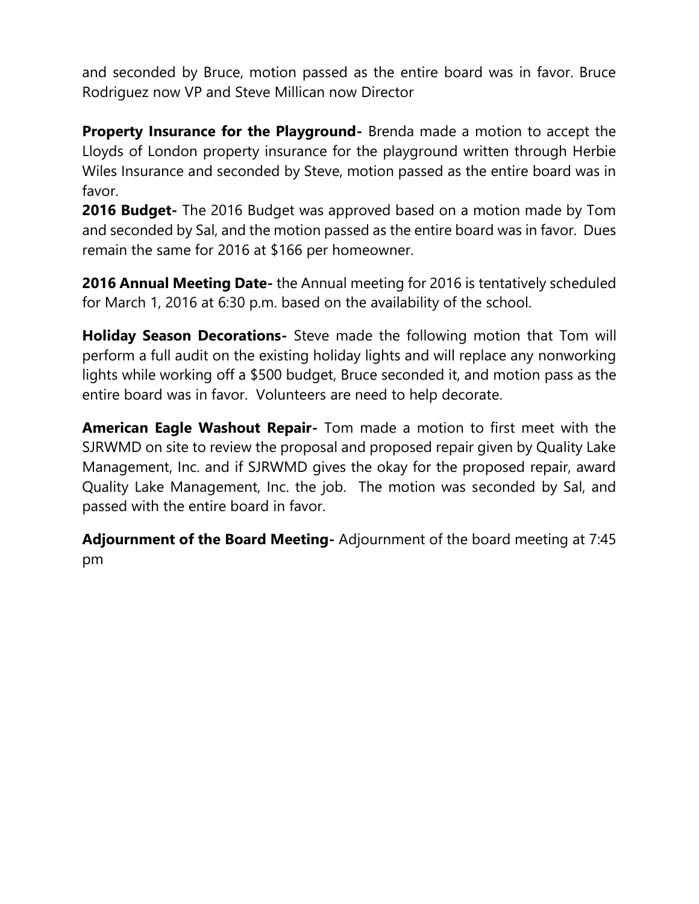and seconded by Bruce, motion passed as the entire board was in favor. Bruce Rodriguez now VP and Steve Millican now Director

**Property Insurance for the Playground-** Brenda made a motion to accept the Lloyds of London property insurance for the playground written through Herbie Wiles Insurance and seconded by Steve, motion passed as the entire board was in favor.

**2016 Budget-** The 2016 Budget was approved based on a motion made by Tom and seconded by Sal, and the motion passed as the entire board was in favor. Dues remain the same for 2016 at $166 per homeowner.

**2016 Annual Meeting Date-** the Annual meeting for 2016 is tentatively scheduled for March 1, 2016 at 6:30 p.m. based on the availability of the school.

**Holiday Season Decorations-** Steve made the following motion that Tom will perform a full audit on the existing holiday lights and will replace any nonworking lights while working off a $500 budget, Bruce seconded it, and motion pass as the entire board was in favor. Volunteers are need to help decorate.

**American Eagle Washout Repair-** Tom made a motion to first meet with the SJRWMD on site to review the proposal and proposed repair given by Quality Lake Management, Inc. and if SJRWMD gives the okay for the proposed repair, award Quality Lake Management, Inc. the job. The motion was seconded by Sal, and passed with the entire board in favor.

**Adjournment of the Board Meeting-** Adjournment of the board meeting at 7:45 pm